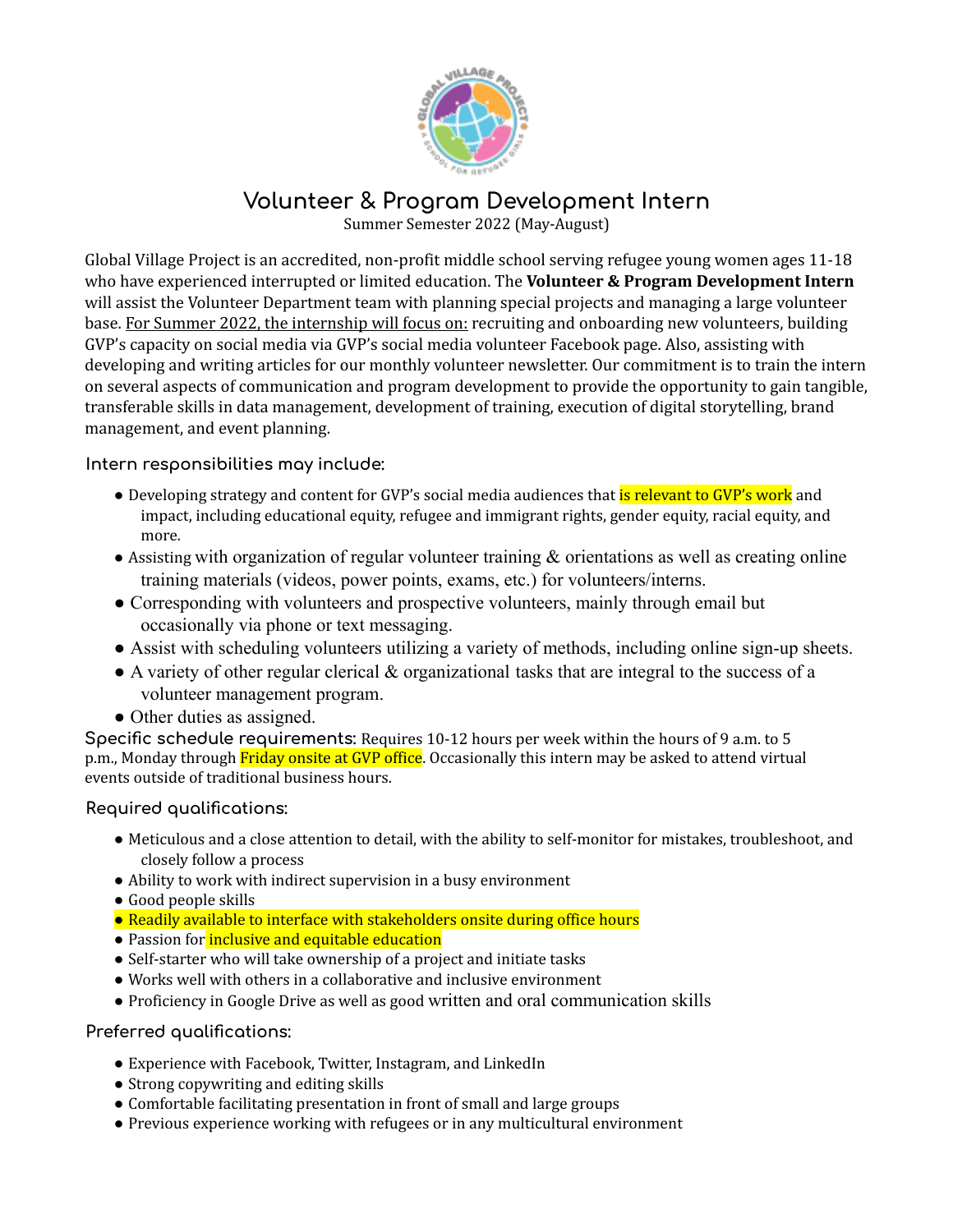# Volunteer & Program Development Intern

Summer Semester 2022 (May-August)

Global Village Project is an accredited, non-profit middle school serving refugee young women ages 11-18 who have experienced interrupted or limited education. The **Volunteer & Program Development Intern** will assist the Volunteer Department team with planning special projects and managing a large volunteer base. For Summer 2022, the internship will focus on: recruiting and onboarding new volunteers, building GVP's capacity on social media via GVP's social media volunteer Facebook page. Also, assisting with developing and writing articles for our monthly volunteer newsletter. Our commitment is to train the intern on several aspects of communication and program development to provide the opportunity to gain tangible, transferable skills in data management, development of training, execution of digital storytelling, brand management, and event planning.

## Intern responsibilities may include:

- Developing strategy and content for GVP's social media audiences that is relevant to GVP's work and impact, including educational equity, refugee and immigrant rights, gender equity, racial equity, and more.
- Assisting with organization of regular volunteer training & orientations as well as creating online training materials (videos, power points, exams, etc.) for volunteers/interns.
- Corresponding with volunteers and prospective volunteers, mainly through email but occasionally via phone or text messaging.
- Assist with scheduling volunteers utilizing a variety of methods, including online sign-up sheets.
- A variety of other regular clerical & organizational tasks that are integral to the success of a volunteer management program.
- Other duties as assigned.

**Specific schedule requirements:** Requires 10-12 hours per week within the hours of 9 a.m. to 5 p.m., Monday through Friday onsite at GVP office. Occasionally this intern may be asked to attend virtual events outside of traditional business hours.

## Required qualifications:

- Meticulous and a close attention to detail, with the ability to self-monitor for mistakes, troubleshoot, and closely follow a process
- Ability to work with indirect supervision in a busy environment
- Good people skills
- Readily available to interface with stakeholders onsite during office hours
- Passion for inclusive and equitable education
- Self-starter who will take ownership of a project and initiate tasks
- Works well with others in a collaborative and inclusive environment
- Proficiency in Google Drive as well as good written and oral communication skills

## Preferred qualifications:

- Experience with Facebook, Twitter, Instagram, and LinkedIn
- Strong copywriting and editing skills
- Comfortable facilitating presentation in front of small and large groups
- Previous experience working with refugees or in any multicultural environment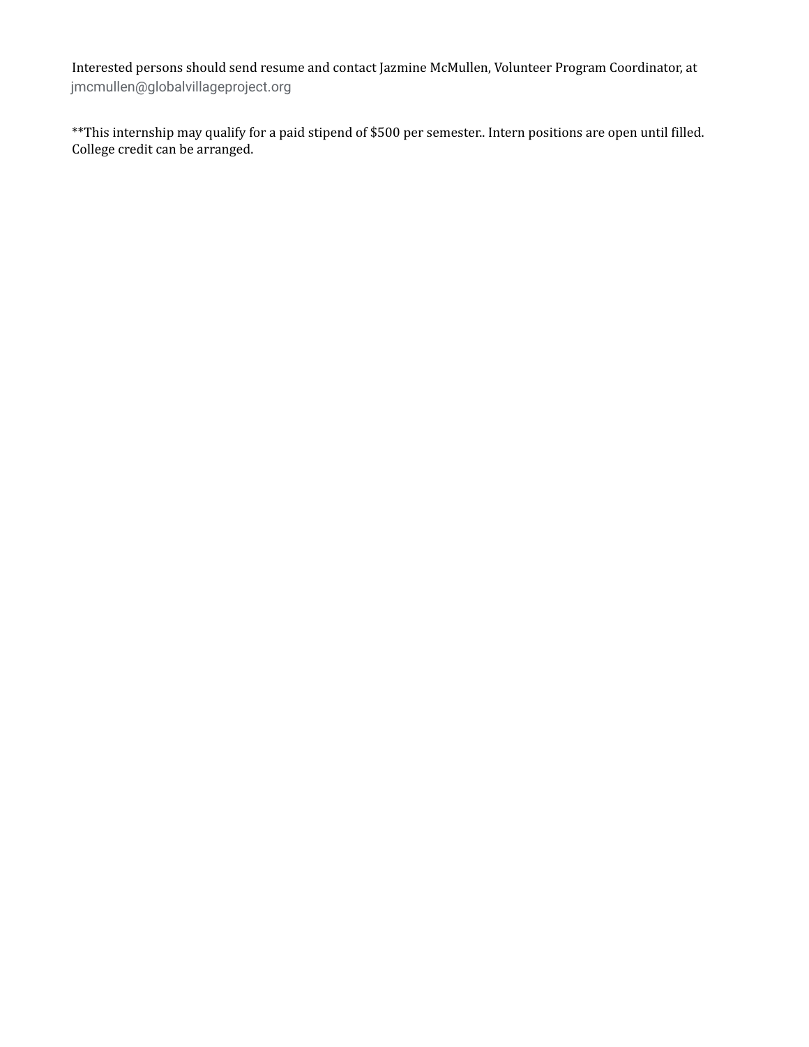Interested persons should send resume and contact Jazmine McMullen, Volunteer Program Coordinator, at jmcmullen@globalvillageproject.org

**This internship may qualify for a paid stipend of $500 per semester.. Intern positions are open until filled. College credit can be arranged.